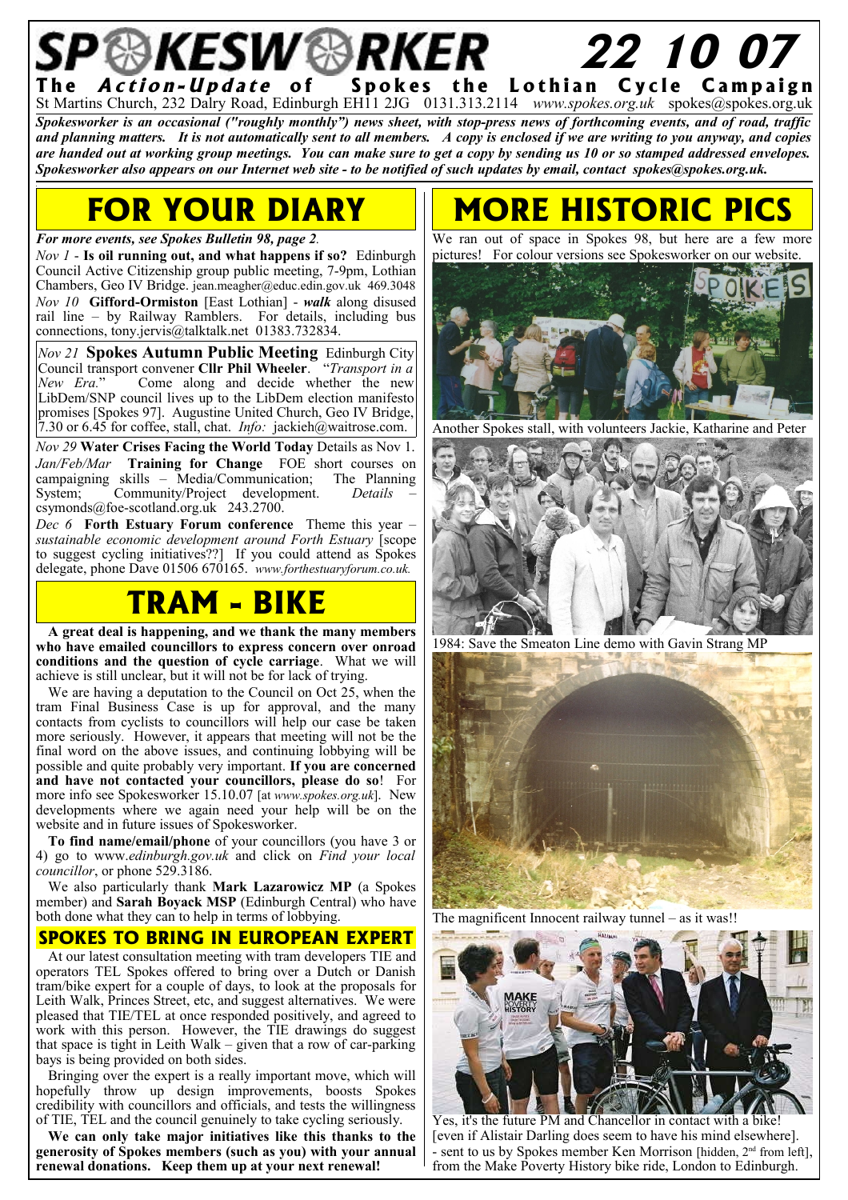# SPOKESWORKER 22 10 07

**The *Action-Update* of Spokes the Lothian Cycle Campaign**

St Martins Church, 232 Dalry Road, Edinburgh EH11 2JG 0131.313.2114 *www.spokes.org.uk* spokes@spokes.org.uk

***Spokesworker is an occasional ("roughly monthly") news sheet, with stop-press news of forthcoming events, and of road, traffic and planning matters. It is not automatically sent to all members. A copy is enclosed if we are writing to you anyway, and copies are handed out at working group meetings. You can make sure to get a copy by sending us 10 or so stamped addressed envelopes. Spokesworker also appears on our Internet web site - to be notified of such updates by email, contact spokes@spokes.org.uk.***

## FOR YOUR DIARY

***For more events, see Spokes Bulletin 98, page 2.***

*Nov 1* - **Is oil running out, and what happens if so?** Edinburgh Council Active Citizenship group public meeting, 7-9pm, Lothian Chambers, Geo IV Bridge. jean.meagher@educ.edin.gov.uk 469.3048

*Nov 10* **Gifford-Ormiston** [East Lothian] - ***walk*** along disused rail line – by Railway Ramblers. For details, including bus connections, tony.jervis@talktalk.net 01383.732834.

*Nov 21* **Spokes Autumn Public Meeting** Edinburgh City Council transport convener **Cllr Phil Wheeler**. "*Transport in a New Era.*" Come along and decide whether the new LibDem/SNP council lives up to the LibDem election manifesto promises [Spokes 97]. Augustine United Church, Geo IV Bridge, 7.30 or 6.45 for coffee, stall, chat. *Info:* jackieh@waitrose.com.

*Nov 29* **Water Crises Facing the World Today** Details as Nov 1.

*Jan/Feb/Mar* **Training for Change** FOE short courses on campaigning skills – Media/Communication; The Planning System; Community/Project development. *Details* – csymonds@foe-scotland.org.uk 243.2700.

*Dec 6* **Forth Estuary Forum conference** Theme this year – *sustainable economic development around Forth Estuary* [scope to suggest cycling initiatives??] If you could attend as Spokes delegate, phone Dave 01506 670165. *www.forthestuaryforum.co.uk.*

## TRAM - BIKE

**A great deal is happening, and we thank the many members who have emailed councillors to express concern over onroad conditions and the question of cycle carriage**. What we will achieve is still unclear, but it will not be for lack of trying.

We are having a deputation to the Council on Oct 25, when the tram Final Business Case is up for approval, and the many contacts from cyclists to councillors will help our case be taken more seriously. However, it appears that meeting will not be the final word on the above issues, and continuing lobbying will be possible and quite probably very important. **If you are concerned and have not contacted your councillors, please do so**! For more info see Spokesworker 15.10.07 [at *www.spokes.org.uk*]. New developments where we again need your help will be on the website and in future issues of Spokesworker.

**To find name/email/phone** of your councillors (you have 3 or 4) go to www.*edinburgh.gov.uk* and click on *Find your local councillor*, or phone 529.3186.

We also particularly thank **Mark Lazarowicz MP** (a Spokes member) and **Sarah Boyack MSP** (Edinburgh Central) who have both done what they can to help in terms of lobbying.

### SPOKES TO BRING IN EUROPEAN EXPERT

At our latest consultation meeting with tram developers TIE and operators TEL Spokes offered to bring over a Dutch or Danish tram/bike expert for a couple of days, to look at the proposals for Leith Walk, Princes Street, etc, and suggest alternatives. We were pleased that TIE/TEL at once responded positively, and agreed to work with this person. However, the TIE drawings do suggest that space is tight in Leith Walk – given that a row of car-parking bays is being provided on both sides.

Bringing over the expert is a really important move, which will hopefully throw up design improvements, boosts Spokes credibility with councillors and officials, and tests the willingness of TIE, TEL and the council genuinely to take cycling seriously.

**We can only take major initiatives like this thanks to the generosity of Spokes members (such as you) with your annual renewal donations. Keep them up at your next renewal!**

## MORE HISTORIC PICS

We ran out of space in Spokes 98, but here are a few more pictures! For colour versions see Spokesworker on our website.

Another Spokes stall, with volunteers Jackie, Katharine and Peter

1984: Save the Smeaton Line demo with Gavin Strang MP

The magnificent Innocent railway tunnel – as it was!!

Yes, it's the future PM and Chancellor in contact with a bike! [even if Alistair Darling does seem to have his mind elsewhere]. - sent to us by Spokes member Ken Morrison [hidden, 2nd from left], from the Make Poverty History bike ride, London to Edinburgh.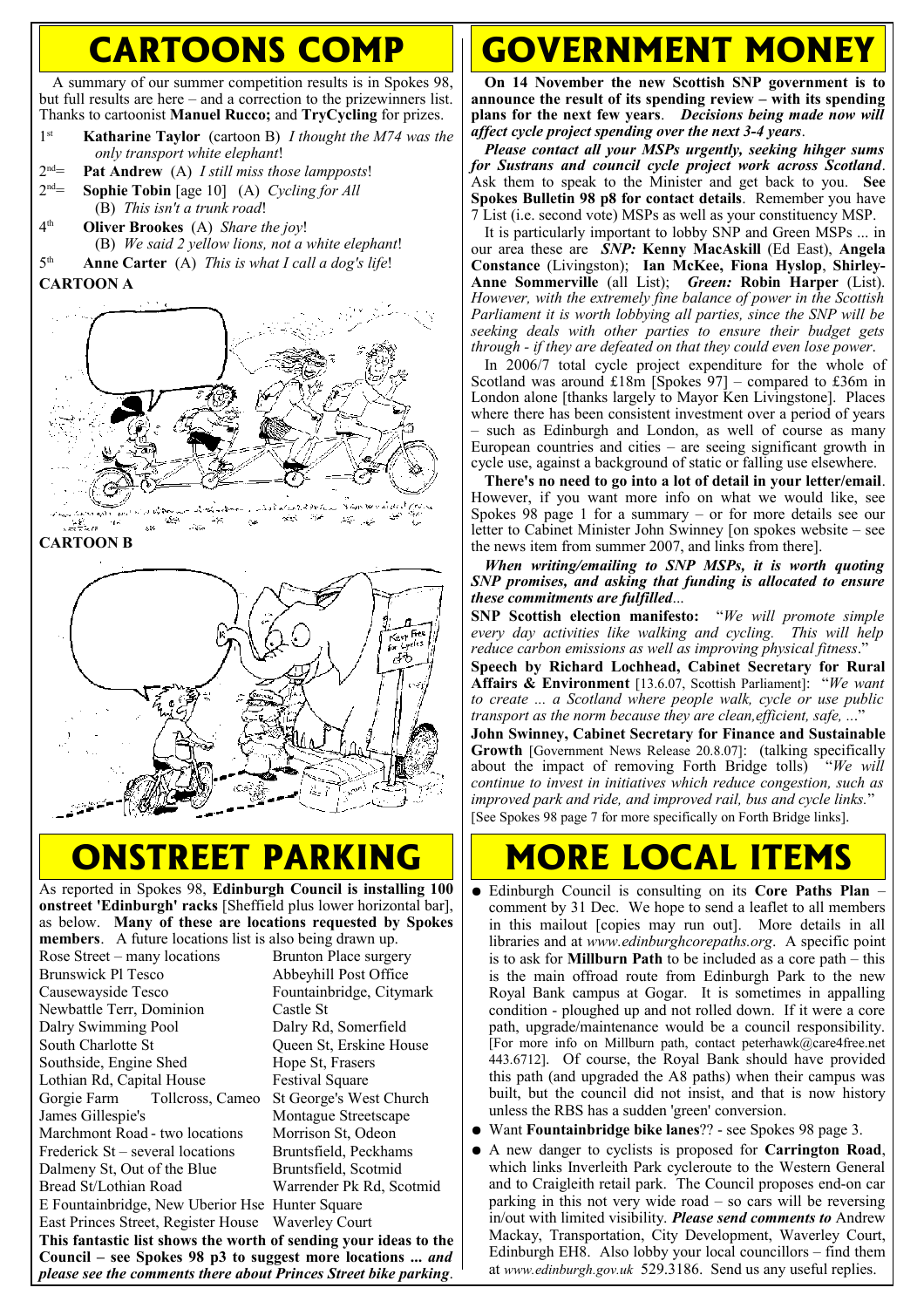# CARTOONS COMP

A summary of our summer competition results is in Spokes 98, but full results are here – and a correction to the prizewinners list. Thanks to cartoonist **Manuel Rucco;** and **TryCycling** for prizes.

- 1st **Katharine Taylor** (cartoon B) *I thought the M74 was the only transport white elephant*!
- 2nd= **Pat Andrew** (A) *I still miss those lampposts*!
- 2nd= **Sophie Tobin** [age 10] (A) *Cycling for All* (B) *This isn't a trunk road*!
- 4th **Oliver Brookes** (A) *Share the joy*! (B) *We said 2 yellow lions, not a white elephant*!
- 5th **Anne Carter** (A) *This is what I call a dog's life*!

**CARTOON A**

**CARTOON B**

# ONSTREET PARKING

As reported in Spokes 98, **Edinburgh Council is installing 100 onstreet 'Edinburgh' racks** [Sheffield plus lower horizontal bar], as below. **Many of these are locations requested by Spokes members**. A future locations list is also being drawn up.

| | |
|---|---|
| Rose Street – many locations | Brunton Place surgery |
| Brunswick Pl Tesco | Abbeyhill Post Office |
| Causewayside Tesco | Fountainbridge, Citymark |
| Newbattle Terr, Dominion | Castle St |
| Dalry Swimming Pool | Dalry Rd, Somerfield |
| South Charlotte St | Queen St, Erskine House |
| Southside, Engine Shed | Hope St, Frasers |
| Lothian Rd, Capital House | Festival Square |
| Gorgie Farm Tollcross, Cameo | St George's West Church |
| James Gillespie's | Montague Streetscape |
| Marchmont Road - two locations | Morrison St, Odeon |
| Frederick St – several locations | Bruntsfield, Peckhams |
| Dalmeny St, Out of the Blue | Bruntsfield, Scotmid |
| Bread St/Lothian Road | Warrender Pk Rd, Scotmid |
| E Fountainbridge, New Uberior Hse | Hunter Square |
| East Princes Street, Register House | Waverley Court |

**This fantastic list shows the worth of sending your ideas to the Council – see Spokes 98 p3 to suggest more locations ...** ***and please see the comments there about Princes Street bike parking***.

# GOVERNMENT MONEY

**On 14 November the new Scottish SNP government is to announce the result of its spending review – with its spending plans for the next few years**. ***Decisions being made now will affect cycle project spending over the next 3-4 years***.

***Please contact all your MSPs urgently, seeking hihger sums for Sustrans and council cycle project work across Scotland***. Ask them to speak to the Minister and get back to you. **See Spokes Bulletin 98 p8 for contact details**. Remember you have 7 List (i.e. second vote) MSPs as well as your constituency MSP.

It is particularly important to lobby SNP and Green MSPs ... in our area these are ***SNP:*** **Kenny MacAskill** (Ed East), **Angela Constance** (Livingston); **Ian McKee, Fiona Hyslop**, **Shirley-Anne Sommerville** (all List); ***Green:*** **Robin Harper** (List). *However, with the extremely fine balance of power in the Scottish Parliament it is worth lobbying all parties, since the SNP will be seeking deals with other parties to ensure their budget gets through - if they are defeated on that they could even lose power*.

In 2006/7 total cycle project expenditure for the whole of Scotland was around £18m [Spokes 97] – compared to £36m in London alone [thanks largely to Mayor Ken Livingstone]. Places where there has been consistent investment over a period of years – such as Edinburgh and London, as well of course as many European countries and cities – are seeing significant growth in cycle use, against a background of static or falling use elsewhere.

**There's no need to go into a lot of detail in your letter/email**. However, if you want more info on what we would like, see Spokes 98 page 1 for a summary – or for more details see our letter to Cabinet Minister John Swinney [on spokes website – see the news item from summer 2007, and links from there].

***When writing/emailing to SNP MSPs, it is worth quoting SNP promises, and asking that funding is allocated to ensure these commitments are fulfilled***...

**SNP Scottish election manifesto:** "*We will promote simple every day activities like walking and cycling. This will help reduce carbon emissions as well as improving physical fitness*."

**Speech by Richard Lochhead, Cabinet Secretary for Rural Affairs & Environment** [13.6.07, Scottish Parliament]: "*We want to create ... a Scotland where people walk, cycle or use public transport as the norm because they are clean,efficient, safe, ...*"

**John Swinney, Cabinet Secretary for Finance and Sustainable Growth** [Government News Release 20.8.07]: (talking specifically about the impact of removing Forth Bridge tolls) "*We will continue to invest in initiatives which reduce congestion, such as improved park and ride, and improved rail, bus and cycle links.*"

[See Spokes 98 page 7 for more specifically on Forth Bridge links].

# MORE LOCAL ITEMS

- Edinburgh Council is consulting on its **Core Paths Plan** – comment by 31 Dec. We hope to send a leaflet to all members in this mailout [copies may run out]. More details in all libraries and at *www.edinburghcorepaths.org*. A specific point is to ask for **Millburn Path** to be included as a core path – this is the main offroad route from Edinburgh Park to the new Royal Bank campus at Gogar. It is sometimes in appalling condition - ploughed up and not rolled down. If it were a core path, upgrade/maintenance would be a council responsibility. [For more info on Millburn path, contact peterhawk@care4free.net 443.6712]. Of course, the Royal Bank should have provided this path (and upgraded the A8 paths) when their campus was built, but the council did not insist, and that is now history unless the RBS has a sudden 'green' conversion.
- Want **Fountainbridge bike lanes**?? - see Spokes 98 page 3.
- A new danger to cyclists is proposed for **Carrington Road**, which links Inverleith Park cycleroute to the Western General and to Craigleith retail park. The Council proposes end-on car parking in this not very wide road – so cars will be reversing in/out with limited visibility. ***Please send comments to*** Andrew Mackay, Transportation, City Development, Waverley Court, Edinburgh EH8. Also lobby your local councillors – find them at *www.edinburgh.gov.uk* 529.3186. Send us any useful replies.